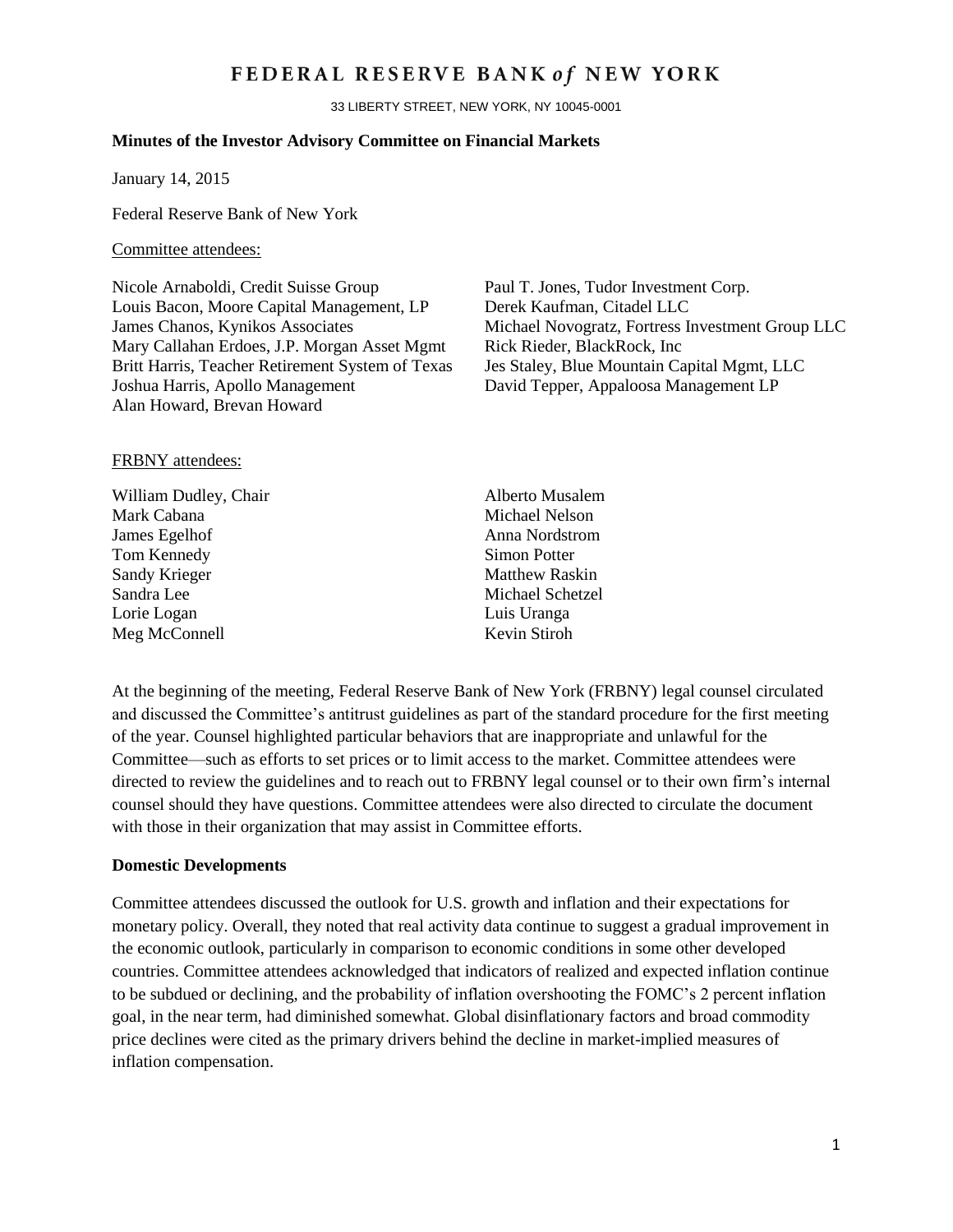# FEDERAL RESERVE BANK *of* NEW YORK

33 LIBERTY STREET, NEW YORK, NY 10045-0001

**Minutes of the Investor Advisory Committee on Financial Markets**

January 14, 2015

Federal Reserve Bank of New York

Committee attendees:

Nicole Arnaboldi, Credit Suisse Group
Louis Bacon, Moore Capital Management, LP
James Chanos, Kynikos Associates
Mary Callahan Erdoes, J.P. Morgan Asset Mgmt
Britt Harris, Teacher Retirement System of Texas
Joshua Harris, Apollo Management
Alan Howard, Brevan Howard
Paul T. Jones, Tudor Investment Corp.
Derek Kaufman, Citadel LLC
Michael Novogratz, Fortress Investment Group LLC
Rick Rieder, BlackRock, Inc
Jes Staley, Blue Mountain Capital Mgmt, LLC
David Tepper, Appaloosa Management LP

FRBNY attendees:

William Dudley, Chair
Mark Cabana
James Egelhof
Tom Kennedy
Sandy Krieger
Sandra Lee
Lorie Logan
Meg McConnell
Alberto Musalem
Michael Nelson
Anna Nordstrom
Simon Potter
Matthew Raskin
Michael Schetzel
Luis Uranga
Kevin Stiroh

At the beginning of the meeting, Federal Reserve Bank of New York (FRBNY) legal counsel circulated and discussed the Committee's antitrust guidelines as part of the standard procedure for the first meeting of the year. Counsel highlighted particular behaviors that are inappropriate and unlawful for the Committee—such as efforts to set prices or to limit access to the market. Committee attendees were directed to review the guidelines and to reach out to FRBNY legal counsel or to their own firm's internal counsel should they have questions. Committee attendees were also directed to circulate the document with those in their organization that may assist in Committee efforts.

**Domestic Developments**

Committee attendees discussed the outlook for U.S. growth and inflation and their expectations for monetary policy. Overall, they noted that real activity data continue to suggest a gradual improvement in the economic outlook, particularly in comparison to economic conditions in some other developed countries. Committee attendees acknowledged that indicators of realized and expected inflation continue to be subdued or declining, and the probability of inflation overshooting the FOMC's 2 percent inflation goal, in the near term, had diminished somewhat. Global disinflationary factors and broad commodity price declines were cited as the primary drivers behind the decline in market-implied measures of inflation compensation.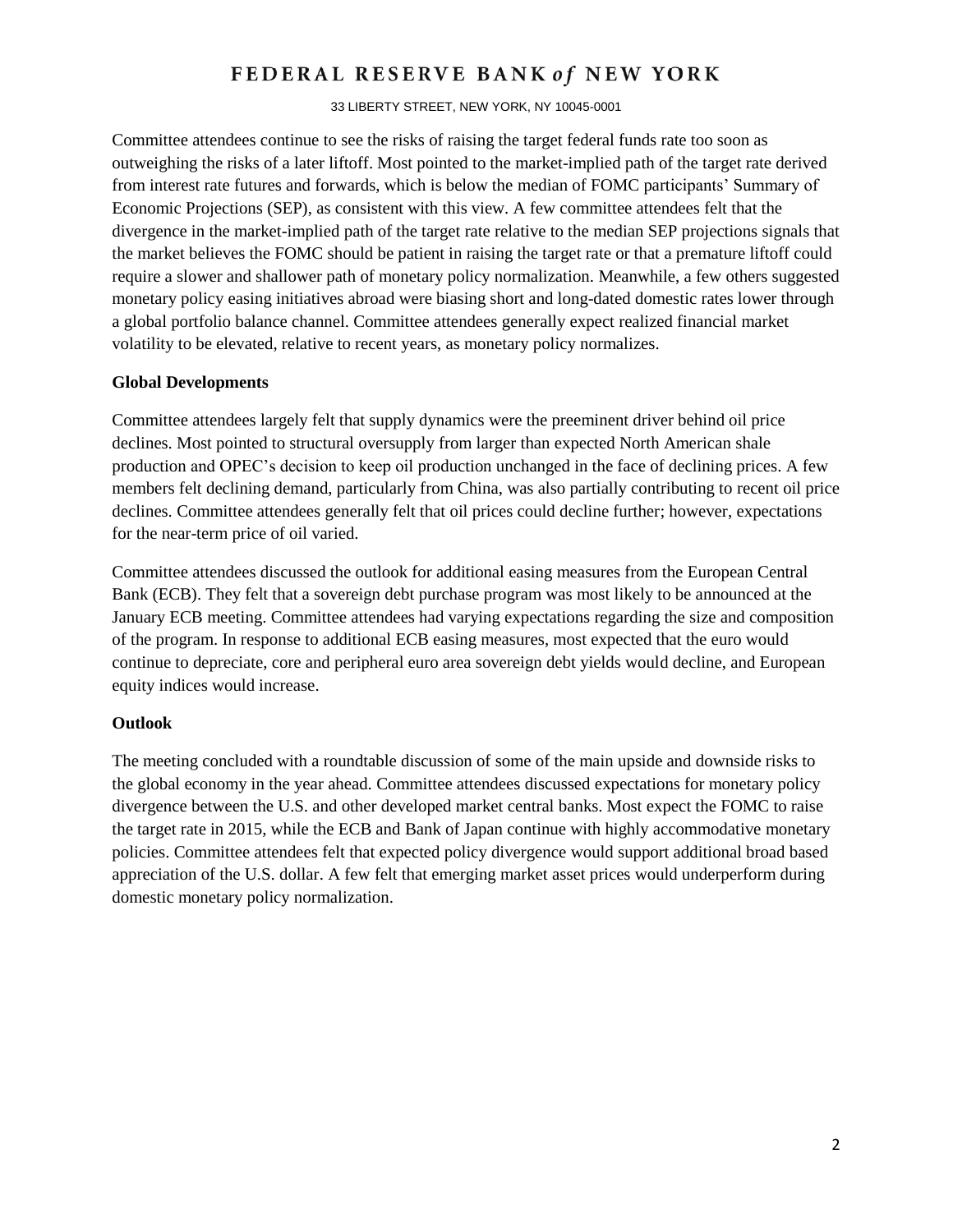Committee attendees continue to see the risks of raising the target federal funds rate too soon as outweighing the risks of a later liftoff. Most pointed to the market-implied path of the target rate derived from interest rate futures and forwards, which is below the median of FOMC participants' Summary of Economic Projections (SEP), as consistent with this view. A few committee attendees felt that the divergence in the market-implied path of the target rate relative to the median SEP projections signals that the market believes the FOMC should be patient in raising the target rate or that a premature liftoff could require a slower and shallower path of monetary policy normalization. Meanwhile, a few others suggested monetary policy easing initiatives abroad were biasing short and long-dated domestic rates lower through a global portfolio balance channel. Committee attendees generally expect realized financial market volatility to be elevated, relative to recent years, as monetary policy normalizes.

**Global Developments**

Committee attendees largely felt that supply dynamics were the preeminent driver behind oil price declines. Most pointed to structural oversupply from larger than expected North American shale production and OPEC's decision to keep oil production unchanged in the face of declining prices. A few members felt declining demand, particularly from China, was also partially contributing to recent oil price declines. Committee attendees generally felt that oil prices could decline further; however, expectations for the near-term price of oil varied.

Committee attendees discussed the outlook for additional easing measures from the European Central Bank (ECB). They felt that a sovereign debt purchase program was most likely to be announced at the January ECB meeting. Committee attendees had varying expectations regarding the size and composition of the program. In response to additional ECB easing measures, most expected that the euro would continue to depreciate, core and peripheral euro area sovereign debt yields would decline, and European equity indices would increase.

**Outlook**

The meeting concluded with a roundtable discussion of some of the main upside and downside risks to the global economy in the year ahead. Committee attendees discussed expectations for monetary policy divergence between the U.S. and other developed market central banks. Most expect the FOMC to raise the target rate in 2015, while the ECB and Bank of Japan continue with highly accommodative monetary policies. Committee attendees felt that expected policy divergence would support additional broad based appreciation of the U.S. dollar. A few felt that emerging market asset prices would underperform during domestic monetary policy normalization.